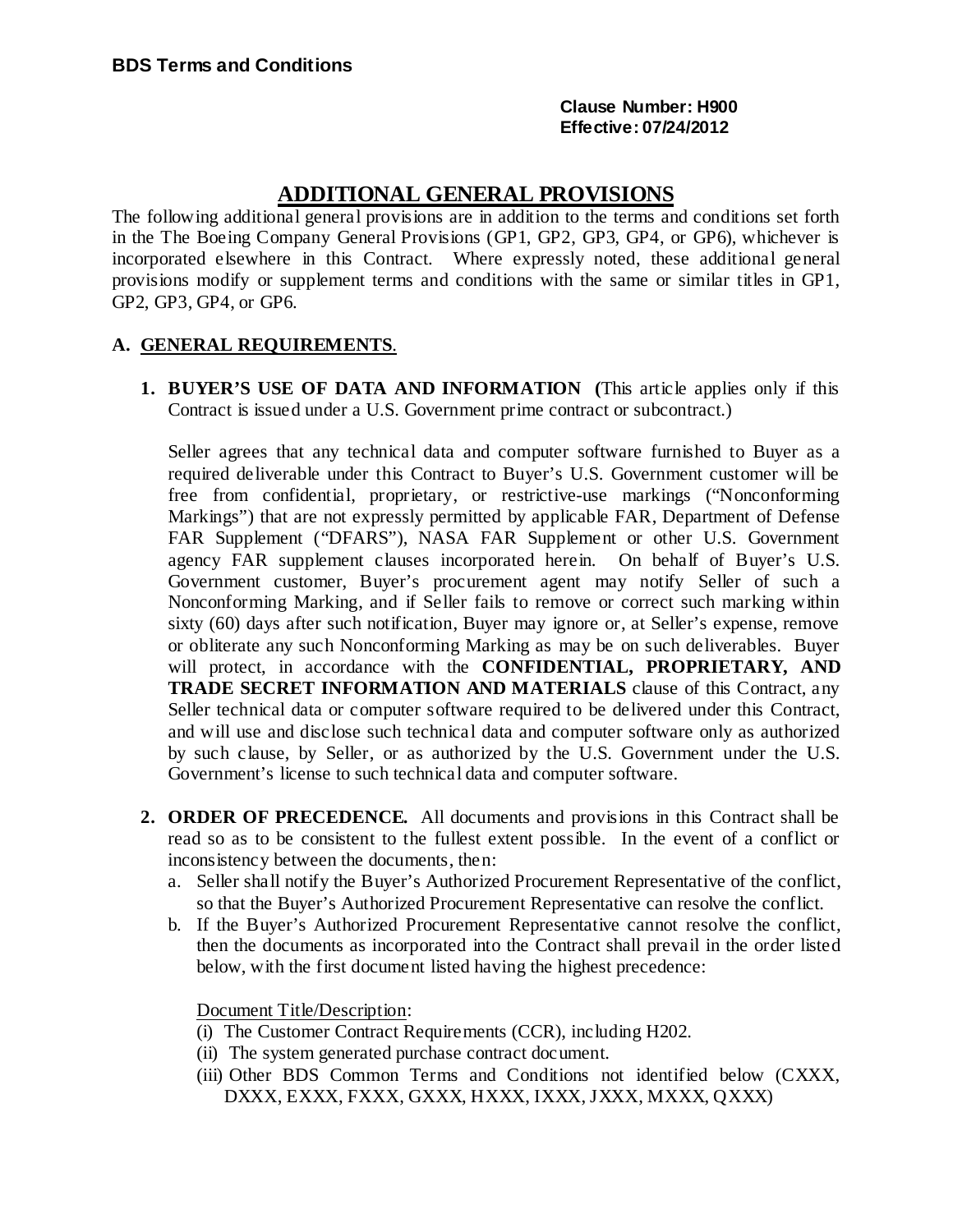**BDS Terms and Conditions**

**Clause Number: H900**
**Effective: 07/24/2012**

# ADDITIONAL GENERAL PROVISIONS

The following additional general provisions are in addition to the terms and conditions set forth in the The Boeing Company General Provisions (GP1, GP2, GP3, GP4, or GP6), whichever is incorporated elsewhere in this Contract. Where expressly noted, these additional general provisions modify or supplement terms and conditions with the same or similar titles in GP1, GP2, GP3, GP4, or GP6.

## A. GENERAL REQUIREMENTS.

1. **BUYER'S USE OF DATA AND INFORMATION** **(**This article applies only if this Contract is issued under a U.S. Government prime contract or subcontract.)

   Seller agrees that any technical data and computer software furnished to Buyer as a required deliverable under this Contract to Buyer's U.S. Government customer will be free from confidential, proprietary, or restrictive-use markings ("Nonconforming Markings") that are not expressly permitted by applicable FAR, Department of Defense FAR Supplement ("DFARS"), NASA FAR Supplement or other U.S. Government agency FAR supplement clauses incorporated herein. On behalf of Buyer's U.S. Government customer, Buyer's procurement agent may notify Seller of such a Nonconforming Marking, and if Seller fails to remove or correct such marking within sixty (60) days after such notification, Buyer may ignore or, at Seller's expense, remove or obliterate any such Nonconforming Marking as may be on such deliverables. Buyer will protect, in accordance with the **CONFIDENTIAL, PROPRIETARY, AND TRADE SECRET INFORMATION AND MATERIALS** clause of this Contract, any Seller technical data or computer software required to be delivered under this Contract, and will use and disclose such technical data and computer software only as authorized by such clause, by Seller, or as authorized by the U.S. Government under the U.S. Government's license to such technical data and computer software.

2. **ORDER OF PRECEDENCE.** All documents and provisions in this Contract shall be read so as to be consistent to the fullest extent possible. In the event of a conflict or inconsistency between the documents, then:
   a. Seller shall notify the Buyer's Authorized Procurement Representative of the conflict, so that the Buyer's Authorized Procurement Representative can resolve the conflict.
   b. If the Buyer's Authorized Procurement Representative cannot resolve the conflict, then the documents as incorporated into the Contract shall prevail in the order listed below, with the first document listed having the highest precedence:

      Document Title/Description:
      (i) The Customer Contract Requirements (CCR), including H202.
      (ii) The system generated purchase contract document.
      (iii) Other BDS Common Terms and Conditions not identified below (CXXX, DXXX, EXXX, FXXX, GXXX, HXXX, IXXX, JXXX, MXXX, QXXX)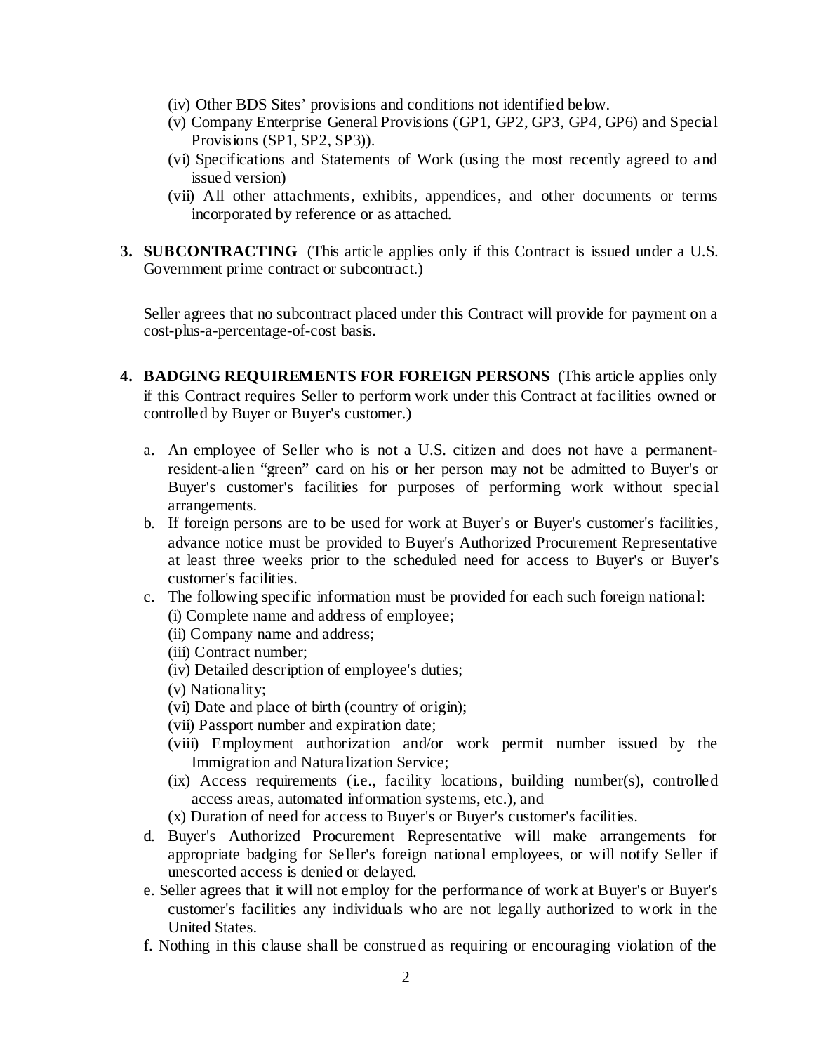(iv) Other BDS Sites' provisions and conditions not identified below.
(v) Company Enterprise General Provisions (GP1, GP2, GP3, GP4, GP6) and Special Provisions (SP1, SP2, SP3)).
(vi) Specifications and Statements of Work (using the most recently agreed to and issued version)
(vii) All other attachments, exhibits, appendices, and other documents or terms incorporated by reference or as attached.

**3. SUBCONTRACTING** (This article applies only if this Contract is issued under a U.S. Government prime contract or subcontract.)

Seller agrees that no subcontract placed under this Contract will provide for payment on a cost-plus-a-percentage-of-cost basis.

**4. BADGING REQUIREMENTS FOR FOREIGN PERSONS** (This article applies only if this Contract requires Seller to perform work under this Contract at facilities owned or controlled by Buyer or Buyer's customer.)

a. An employee of Seller who is not a U.S. citizen and does not have a permanent-resident-alien "green" card on his or her person may not be admitted to Buyer's or Buyer's customer's facilities for purposes of performing work without special arrangements.

b. If foreign persons are to be used for work at Buyer's or Buyer's customer's facilities, advance notice must be provided to Buyer's Authorized Procurement Representative at least three weeks prior to the scheduled need for access to Buyer's or Buyer's customer's facilities.

c. The following specific information must be provided for each such foreign national:
(i) Complete name and address of employee;
(ii) Company name and address;
(iii) Contract number;
(iv) Detailed description of employee's duties;
(v) Nationality;
(vi) Date and place of birth (country of origin);
(vii) Passport number and expiration date;
(viii) Employment authorization and/or work permit number issued by the Immigration and Naturalization Service;
(ix) Access requirements (i.e., facility locations, building number(s), controlled access areas, automated information systems, etc.), and
(x) Duration of need for access to Buyer's or Buyer's customer's facilities.

d. Buyer's Authorized Procurement Representative will make arrangements for appropriate badging for Seller's foreign national employees, or will notify Seller if unescorted access is denied or delayed.

e. Seller agrees that it will not employ for the performance of work at Buyer's or Buyer's customer's facilities any individuals who are not legally authorized to work in the United States.

f. Nothing in this clause shall be construed as requiring or encouraging violation of the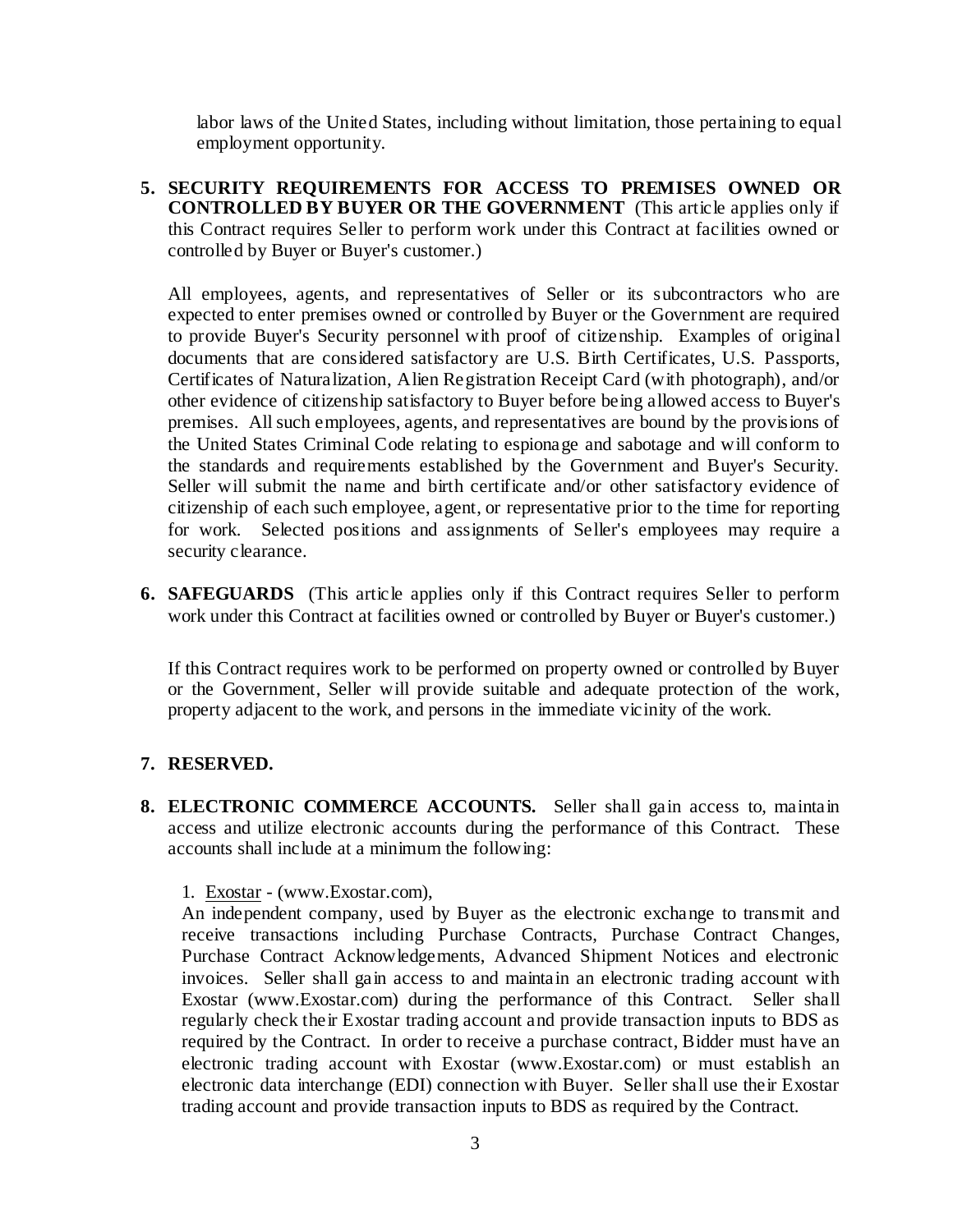labor laws of the United States, including without limitation, those pertaining to equal employment opportunity.

**5. SECURITY REQUIREMENTS FOR ACCESS TO PREMISES OWNED OR CONTROLLED BY BUYER OR THE GOVERNMENT** (This article applies only if this Contract requires Seller to perform work under this Contract at facilities owned or controlled by Buyer or Buyer's customer.)

All employees, agents, and representatives of Seller or its subcontractors who are expected to enter premises owned or controlled by Buyer or the Government are required to provide Buyer's Security personnel with proof of citizenship. Examples of original documents that are considered satisfactory are U.S. Birth Certificates, U.S. Passports, Certificates of Naturalization, Alien Registration Receipt Card (with photograph), and/or other evidence of citizenship satisfactory to Buyer before being allowed access to Buyer's premises. All such employees, agents, and representatives are bound by the provisions of the United States Criminal Code relating to espionage and sabotage and will conform to the standards and requirements established by the Government and Buyer's Security. Seller will submit the name and birth certificate and/or other satisfactory evidence of citizenship of each such employee, agent, or representative prior to the time for reporting for work. Selected positions and assignments of Seller's employees may require a security clearance.

**6. SAFEGUARDS** (This article applies only if this Contract requires Seller to perform work under this Contract at facilities owned or controlled by Buyer or Buyer's customer.)

If this Contract requires work to be performed on property owned or controlled by Buyer or the Government, Seller will provide suitable and adequate protection of the work, property adjacent to the work, and persons in the immediate vicinity of the work.

**7. RESERVED.**

**8. ELECTRONIC COMMERCE ACCOUNTS.** Seller shall gain access to, maintain access and utilize electronic accounts during the performance of this Contract. These accounts shall include at a minimum the following:

1. Exostar - (www.Exostar.com),
An independent company, used by Buyer as the electronic exchange to transmit and receive transactions including Purchase Contracts, Purchase Contract Changes, Purchase Contract Acknowledgements, Advanced Shipment Notices and electronic invoices. Seller shall gain access to and maintain an electronic trading account with Exostar (www.Exostar.com) during the performance of this Contract. Seller shall regularly check their Exostar trading account and provide transaction inputs to BDS as required by the Contract. In order to receive a purchase contract, Bidder must have an electronic trading account with Exostar (www.Exostar.com) or must establish an electronic data interchange (EDI) connection with Buyer. Seller shall use their Exostar trading account and provide transaction inputs to BDS as required by the Contract.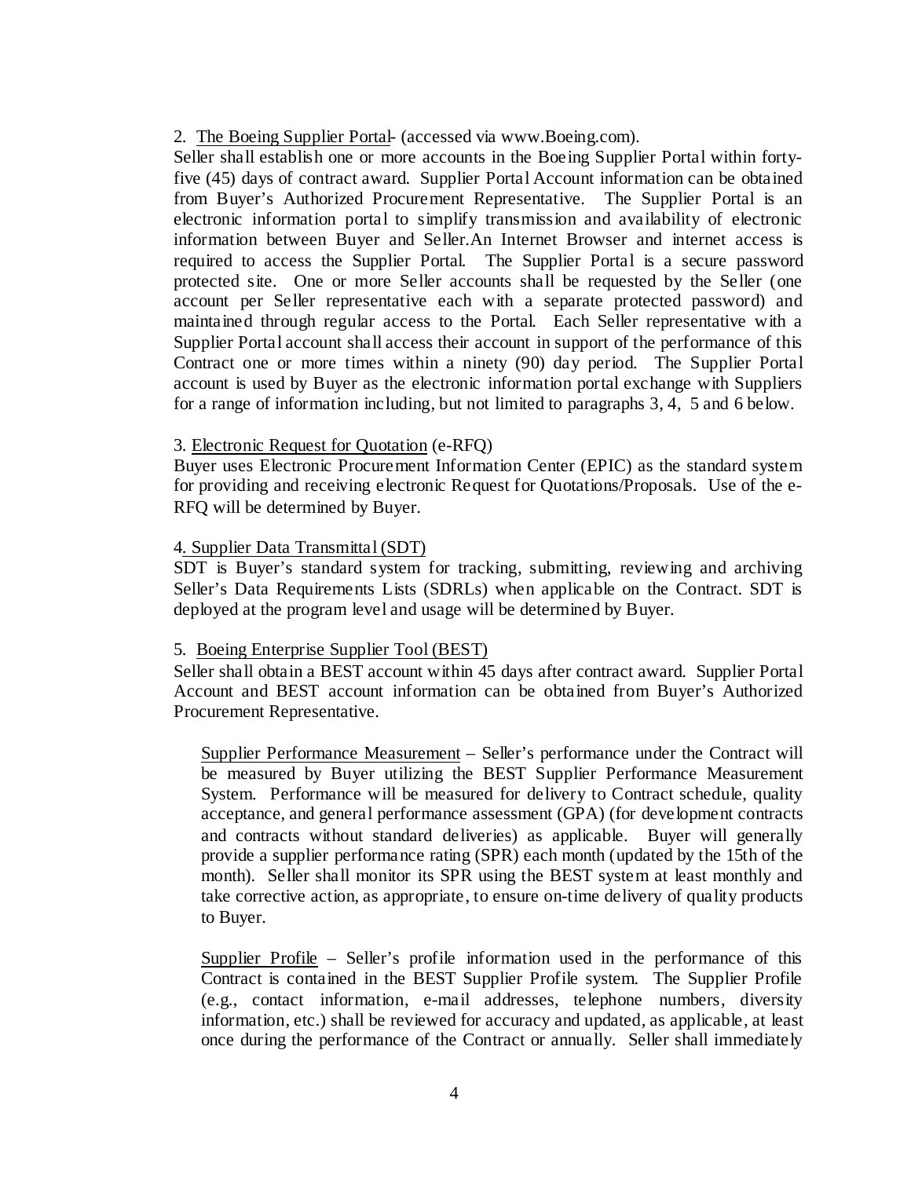2. The Boeing Supplier Portal- (accessed via www.Boeing.com).

Seller shall establish one or more accounts in the Boeing Supplier Portal within forty-five (45) days of contract award. Supplier Portal Account information can be obtained from Buyer's Authorized Procurement Representative. The Supplier Portal is an electronic information portal to simplify transmission and availability of electronic information between Buyer and Seller.An Internet Browser and internet access is required to access the Supplier Portal. The Supplier Portal is a secure password protected site. One or more Seller accounts shall be requested by the Seller (one account per Seller representative each with a separate protected password) and maintained through regular access to the Portal. Each Seller representative with a Supplier Portal account shall access their account in support of the performance of this Contract one or more times within a ninety (90) day period. The Supplier Portal account is used by Buyer as the electronic information portal exchange with Suppliers for a range of information including, but not limited to paragraphs 3, 4, 5 and 6 below.

3. Electronic Request for Quotation (e-RFQ)

Buyer uses Electronic Procurement Information Center (EPIC) as the standard system for providing and receiving electronic Request for Quotations/Proposals. Use of the e-RFQ will be determined by Buyer.

4. Supplier Data Transmittal (SDT)

SDT is Buyer's standard system for tracking, submitting, reviewing and archiving Seller's Data Requirements Lists (SDRLs) when applicable on the Contract. SDT is deployed at the program level and usage will be determined by Buyer.

5. Boeing Enterprise Supplier Tool (BEST)

Seller shall obtain a BEST account within 45 days after contract award. Supplier Portal Account and BEST account information can be obtained from Buyer's Authorized Procurement Representative.

Supplier Performance Measurement – Seller's performance under the Contract will be measured by Buyer utilizing the BEST Supplier Performance Measurement System. Performance will be measured for delivery to Contract schedule, quality acceptance, and general performance assessment (GPA) (for development contracts and contracts without standard deliveries) as applicable. Buyer will generally provide a supplier performance rating (SPR) each month (updated by the 15th of the month). Seller shall monitor its SPR using the BEST system at least monthly and take corrective action, as appropriate, to ensure on-time delivery of quality products to Buyer.

Supplier Profile – Seller's profile information used in the performance of this Contract is contained in the BEST Supplier Profile system. The Supplier Profile (e.g., contact information, e-mail addresses, telephone numbers, diversity information, etc.) shall be reviewed for accuracy and updated, as applicable, at least once during the performance of the Contract or annually. Seller shall immediately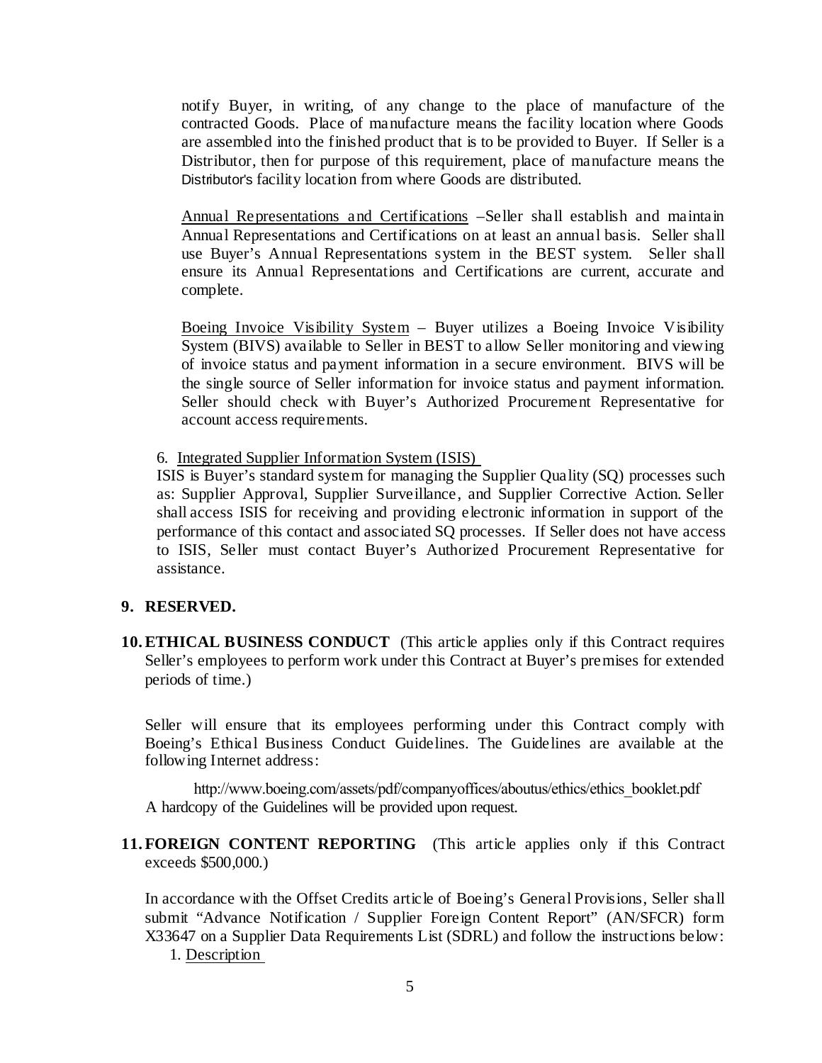notify Buyer, in writing, of any change to the place of manufacture of the contracted Goods. Place of manufacture means the facility location where Goods are assembled into the finished product that is to be provided to Buyer. If Seller is a Distributor, then for purpose of this requirement, place of manufacture means the Distributor's facility location from where Goods are distributed.

Annual Representations and Certifications –Seller shall establish and maintain Annual Representations and Certifications on at least an annual basis. Seller shall use Buyer's Annual Representations system in the BEST system. Seller shall ensure its Annual Representations and Certifications are current, accurate and complete.

Boeing Invoice Visibility System – Buyer utilizes a Boeing Invoice Visibility System (BIVS) available to Seller in BEST to allow Seller monitoring and viewing of invoice status and payment information in a secure environment. BIVS will be the single source of Seller information for invoice status and payment information. Seller should check with Buyer's Authorized Procurement Representative for account access requirements.

6. Integrated Supplier Information System (ISIS)

ISIS is Buyer's standard system for managing the Supplier Quality (SQ) processes such as: Supplier Approval, Supplier Surveillance, and Supplier Corrective Action. Seller shall access ISIS for receiving and providing electronic information in support of the performance of this contact and associated SQ processes. If Seller does not have access to ISIS, Seller must contact Buyer's Authorized Procurement Representative for assistance.

**9. RESERVED.**

**10. ETHICAL BUSINESS CONDUCT** (This article applies only if this Contract requires Seller's employees to perform work under this Contract at Buyer's premises for extended periods of time.)

Seller will ensure that its employees performing under this Contract comply with Boeing's Ethical Business Conduct Guidelines. The Guidelines are available at the following Internet address:

http://www.boeing.com/assets/pdf/companyoffices/aboutus/ethics/ethics_booklet.pdf

A hardcopy of the Guidelines will be provided upon request.

**11. FOREIGN CONTENT REPORTING** (This article applies only if this Contract exceeds $500,000.)

In accordance with the Offset Credits article of Boeing's General Provisions, Seller shall submit "Advance Notification / Supplier Foreign Content Report" (AN/SFCR) form X33647 on a Supplier Data Requirements List (SDRL) and follow the instructions below:

1. Description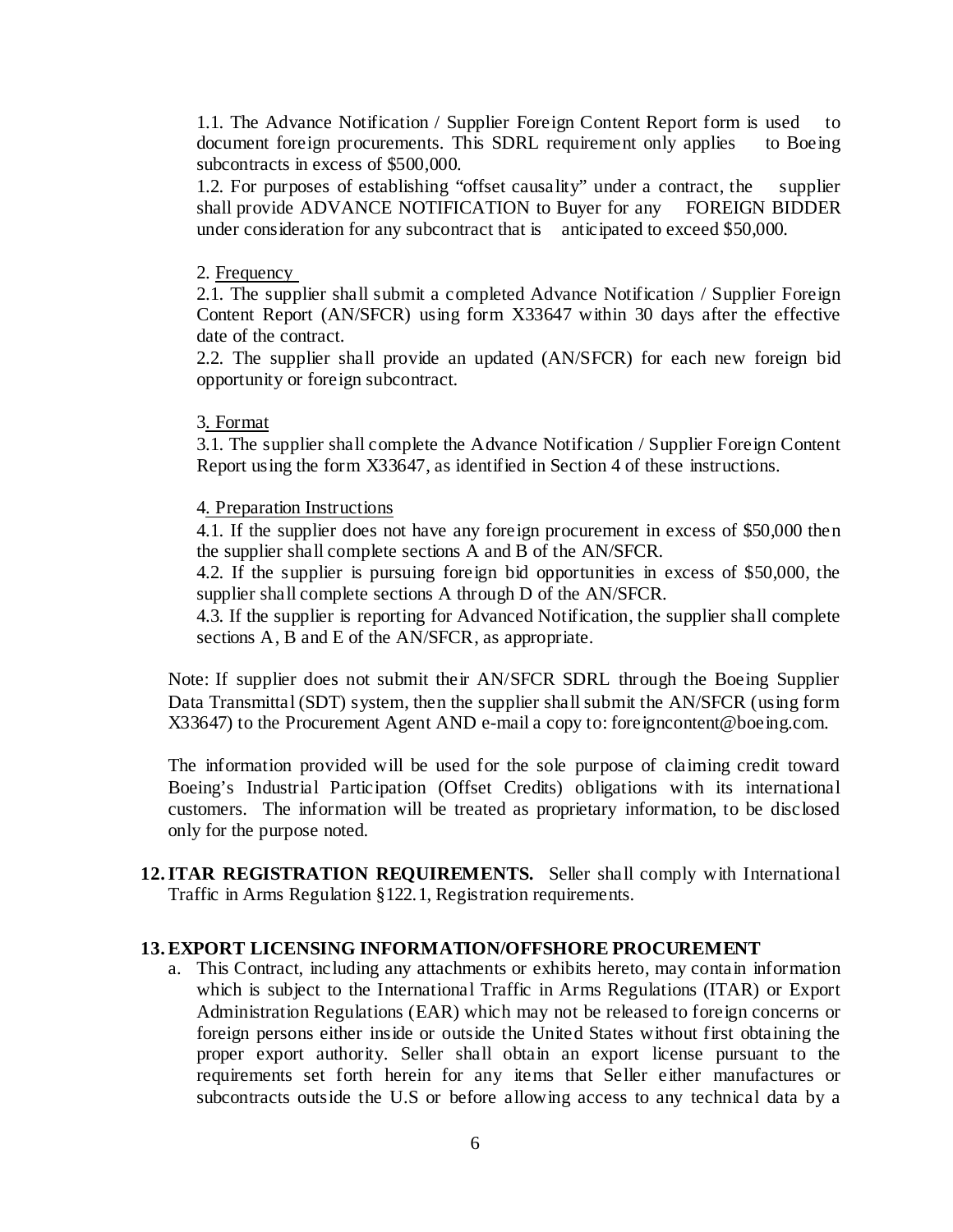1.1. The Advance Notification / Supplier Foreign Content Report form is used to document foreign procurements. This SDRL requirement only applies to Boeing subcontracts in excess of $500,000.

1.2. For purposes of establishing "offset causality" under a contract, the supplier shall provide ADVANCE NOTIFICATION to Buyer for any FOREIGN BIDDER under consideration for any subcontract that is anticipated to exceed $50,000.

2. Frequency

2.1. The supplier shall submit a completed Advance Notification / Supplier Foreign Content Report (AN/SFCR) using form X33647 within 30 days after the effective date of the contract.

2.2. The supplier shall provide an updated (AN/SFCR) for each new foreign bid opportunity or foreign subcontract.

3. Format

3.1. The supplier shall complete the Advance Notification / Supplier Foreign Content Report using the form X33647, as identified in Section 4 of these instructions.

4. Preparation Instructions

4.1. If the supplier does not have any foreign procurement in excess of $50,000 then the supplier shall complete sections A and B of the AN/SFCR.

4.2. If the supplier is pursuing foreign bid opportunities in excess of $50,000, the supplier shall complete sections A through D of the AN/SFCR.

4.3. If the supplier is reporting for Advanced Notification, the supplier shall complete sections A, B and E of the AN/SFCR, as appropriate.

Note: If supplier does not submit their AN/SFCR SDRL through the Boeing Supplier Data Transmittal (SDT) system, then the supplier shall submit the AN/SFCR (using form X33647) to the Procurement Agent AND e-mail a copy to: foreigncontent@boeing.com.

The information provided will be used for the sole purpose of claiming credit toward Boeing's Industrial Participation (Offset Credits) obligations with its international customers. The information will be treated as proprietary information, to be disclosed only for the purpose noted.

**12. ITAR REGISTRATION REQUIREMENTS.** Seller shall comply with International Traffic in Arms Regulation §122.1, Registration requirements.

**13. EXPORT LICENSING INFORMATION/OFFSHORE PROCUREMENT**

a. This Contract, including any attachments or exhibits hereto, may contain information which is subject to the International Traffic in Arms Regulations (ITAR) or Export Administration Regulations (EAR) which may not be released to foreign concerns or foreign persons either inside or outside the United States without first obtaining the proper export authority. Seller shall obtain an export license pursuant to the requirements set forth herein for any items that Seller either manufactures or subcontracts outside the U.S or before allowing access to any technical data by a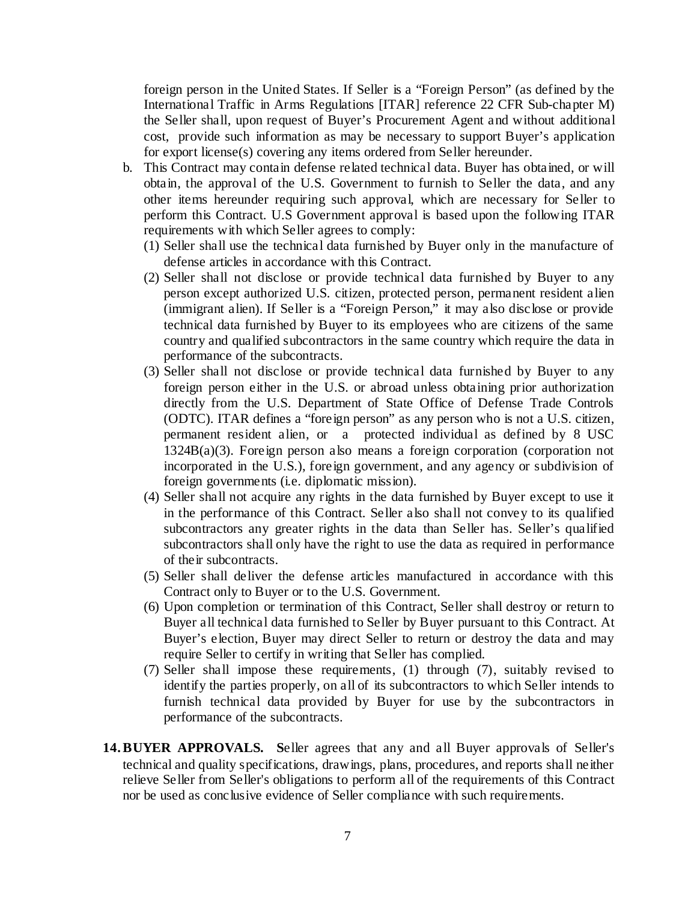foreign person in the United States. If Seller is a "Foreign Person" (as defined by the International Traffic in Arms Regulations [ITAR] reference 22 CFR Sub-chapter M) the Seller shall, upon request of Buyer's Procurement Agent and without additional cost, provide such information as may be necessary to support Buyer's application for export license(s) covering any items ordered from Seller hereunder.

b. This Contract may contain defense related technical data. Buyer has obtained, or will obtain, the approval of the U.S. Government to furnish to Seller the data, and any other items hereunder requiring such approval, which are necessary for Seller to perform this Contract. U.S Government approval is based upon the following ITAR requirements with which Seller agrees to comply:
   (1) Seller shall use the technical data furnished by Buyer only in the manufacture of defense articles in accordance with this Contract.
   (2) Seller shall not disclose or provide technical data furnished by Buyer to any person except authorized U.S. citizen, protected person, permanent resident alien (immigrant alien). If Seller is a "Foreign Person," it may also disclose or provide technical data furnished by Buyer to its employees who are citizens of the same country and qualified subcontractors in the same country which require the data in performance of the subcontracts.
   (3) Seller shall not disclose or provide technical data furnished by Buyer to any foreign person either in the U.S. or abroad unless obtaining prior authorization directly from the U.S. Department of State Office of Defense Trade Controls (ODTC). ITAR defines a "foreign person" as any person who is not a U.S. citizen, permanent resident alien, or a protected individual as defined by 8 USC 1324B(a)(3). Foreign person also means a foreign corporation (corporation not incorporated in the U.S.), foreign government, and any agency or subdivision of foreign governments (i.e. diplomatic mission).
   (4) Seller shall not acquire any rights in the data furnished by Buyer except to use it in the performance of this Contract. Seller also shall not convey to its qualified subcontractors any greater rights in the data than Seller has. Seller's qualified subcontractors shall only have the right to use the data as required in performance of their subcontracts.
   (5) Seller shall deliver the defense articles manufactured in accordance with this Contract only to Buyer or to the U.S. Government.
   (6) Upon completion or termination of this Contract, Seller shall destroy or return to Buyer all technical data furnished to Seller by Buyer pursuant to this Contract. At Buyer's election, Buyer may direct Seller to return or destroy the data and may require Seller to certify in writing that Seller has complied.
   (7) Seller shall impose these requirements, (1) through (7), suitably revised to identify the parties properly, on all of its subcontractors to which Seller intends to furnish technical data provided by Buyer for use by the subcontractors in performance of the subcontracts.

**14. BUYER APPROVALS.** Seller agrees that any and all Buyer approvals of Seller's technical and quality specifications, drawings, plans, procedures, and reports shall neither relieve Seller from Seller's obligations to perform all of the requirements of this Contract nor be used as conclusive evidence of Seller compliance with such requirements.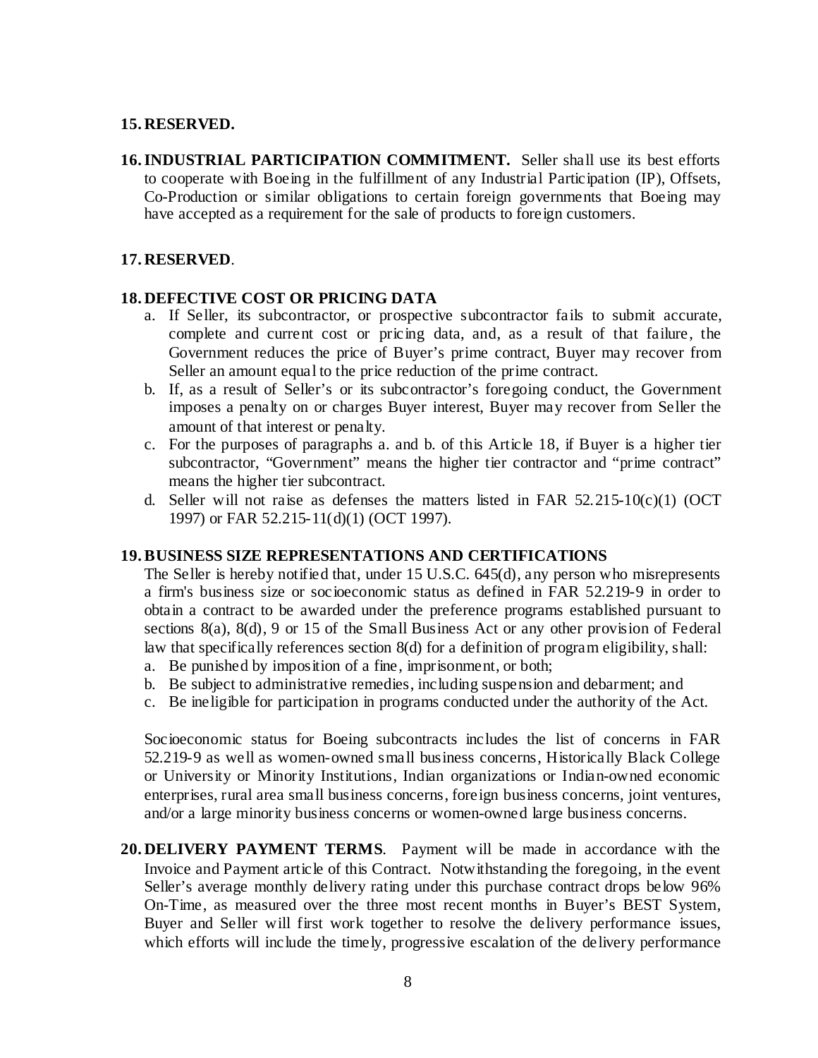**15. RESERVED.**

**16. INDUSTRIAL PARTICIPATION COMMITMENT.** Seller shall use its best efforts to cooperate with Boeing in the fulfillment of any Industrial Participation (IP), Offsets, Co-Production or similar obligations to certain foreign governments that Boeing may have accepted as a requirement for the sale of products to foreign customers.

**17. RESERVED**.

**18. DEFECTIVE COST OR PRICING DATA**

a. If Seller, its subcontractor, or prospective subcontractor fails to submit accurate, complete and current cost or pricing data, and, as a result of that failure, the Government reduces the price of Buyer's prime contract, Buyer may recover from Seller an amount equal to the price reduction of the prime contract.

b. If, as a result of Seller's or its subcontractor's foregoing conduct, the Government imposes a penalty on or charges Buyer interest, Buyer may recover from Seller the amount of that interest or penalty.

c. For the purposes of paragraphs a. and b. of this Article 18, if Buyer is a higher tier subcontractor, "Government" means the higher tier contractor and "prime contract" means the higher tier subcontract.

d. Seller will not raise as defenses the matters listed in FAR 52.215-10(c)(1) (OCT 1997) or FAR 52.215-11(d)(1) (OCT 1997).

**19. BUSINESS SIZE REPRESENTATIONS AND CERTIFICATIONS**

The Seller is hereby notified that, under 15 U.S.C. 645(d), any person who misrepresents a firm's business size or socioeconomic status as defined in FAR 52.219-9 in order to obtain a contract to be awarded under the preference programs established pursuant to sections 8(a), 8(d), 9 or 15 of the Small Business Act or any other provision of Federal law that specifically references section 8(d) for a definition of program eligibility, shall:

a. Be punished by imposition of a fine, imprisonment, or both;

b. Be subject to administrative remedies, including suspension and debarment; and

c. Be ineligible for participation in programs conducted under the authority of the Act.

Socioeconomic status for Boeing subcontracts includes the list of concerns in FAR 52.219-9 as well as women-owned small business concerns, Historically Black College or University or Minority Institutions, Indian organizations or Indian-owned economic enterprises, rural area small business concerns, foreign business concerns, joint ventures, and/or a large minority business concerns or women-owned large business concerns.

**20. DELIVERY PAYMENT TERMS**. Payment will be made in accordance with the Invoice and Payment article of this Contract. Notwithstanding the foregoing, in the event Seller's average monthly delivery rating under this purchase contract drops below 96% On-Time, as measured over the three most recent months in Buyer's BEST System, Buyer and Seller will first work together to resolve the delivery performance issues, which efforts will include the timely, progressive escalation of the delivery performance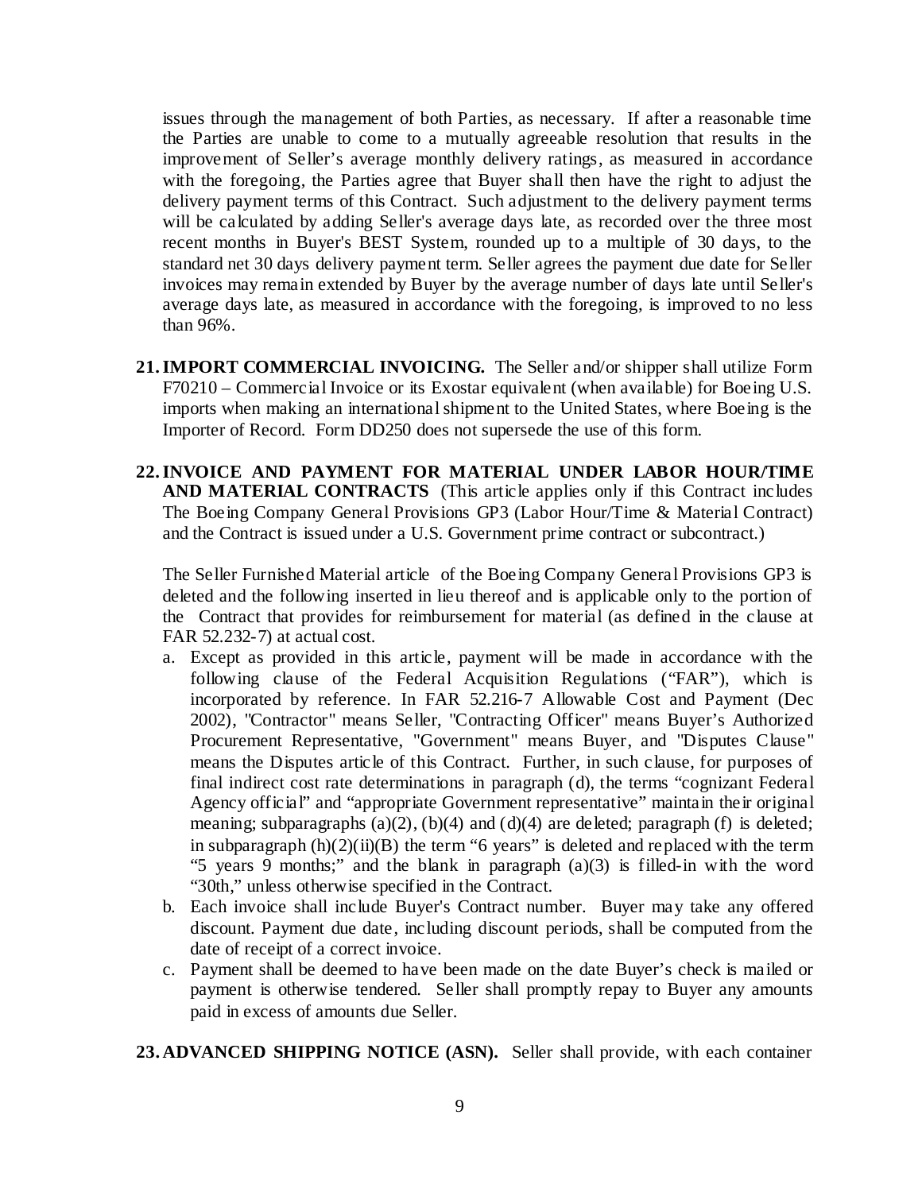issues through the management of both Parties, as necessary. If after a reasonable time the Parties are unable to come to a mutually agreeable resolution that results in the improvement of Seller's average monthly delivery ratings, as measured in accordance with the foregoing, the Parties agree that Buyer shall then have the right to adjust the delivery payment terms of this Contract. Such adjustment to the delivery payment terms will be calculated by adding Seller's average days late, as recorded over the three most recent months in Buyer's BEST System, rounded up to a multiple of 30 days, to the standard net 30 days delivery payment term. Seller agrees the payment due date for Seller invoices may remain extended by Buyer by the average number of days late until Seller's average days late, as measured in accordance with the foregoing, is improved to no less than 96%.

**21. IMPORT COMMERCIAL INVOICING.** The Seller and/or shipper shall utilize Form F70210 – Commercial Invoice or its Exostar equivalent (when available) for Boeing U.S. imports when making an international shipment to the United States, where Boeing is the Importer of Record. Form DD250 does not supersede the use of this form.

**22. INVOICE AND PAYMENT FOR MATERIAL UNDER LABOR HOUR/TIME AND MATERIAL CONTRACTS** (This article applies only if this Contract includes The Boeing Company General Provisions GP3 (Labor Hour/Time & Material Contract) and the Contract is issued under a U.S. Government prime contract or subcontract.)

The Seller Furnished Material article of the Boeing Company General Provisions GP3 is deleted and the following inserted in lieu thereof and is applicable only to the portion of the Contract that provides for reimbursement for material (as defined in the clause at FAR 52.232-7) at actual cost.

a. Except as provided in this article, payment will be made in accordance with the following clause of the Federal Acquisition Regulations ("FAR"), which is incorporated by reference. In FAR 52.216-7 Allowable Cost and Payment (Dec 2002), "Contractor" means Seller, "Contracting Officer" means Buyer's Authorized Procurement Representative, "Government" means Buyer, and "Disputes Clause" means the Disputes article of this Contract. Further, in such clause, for purposes of final indirect cost rate determinations in paragraph (d), the terms "cognizant Federal Agency official" and "appropriate Government representative" maintain their original meaning; subparagraphs (a)(2), (b)(4) and (d)(4) are deleted; paragraph (f) is deleted; in subparagraph (h)(2)(ii)(B) the term "6 years" is deleted and replaced with the term "5 years 9 months;" and the blank in paragraph (a)(3) is filled-in with the word "30th," unless otherwise specified in the Contract.
b. Each invoice shall include Buyer's Contract number. Buyer may take any offered discount. Payment due date, including discount periods, shall be computed from the date of receipt of a correct invoice.
c. Payment shall be deemed to have been made on the date Buyer's check is mailed or payment is otherwise tendered. Seller shall promptly repay to Buyer any amounts paid in excess of amounts due Seller.

**23. ADVANCED SHIPPING NOTICE (ASN).** Seller shall provide, with each container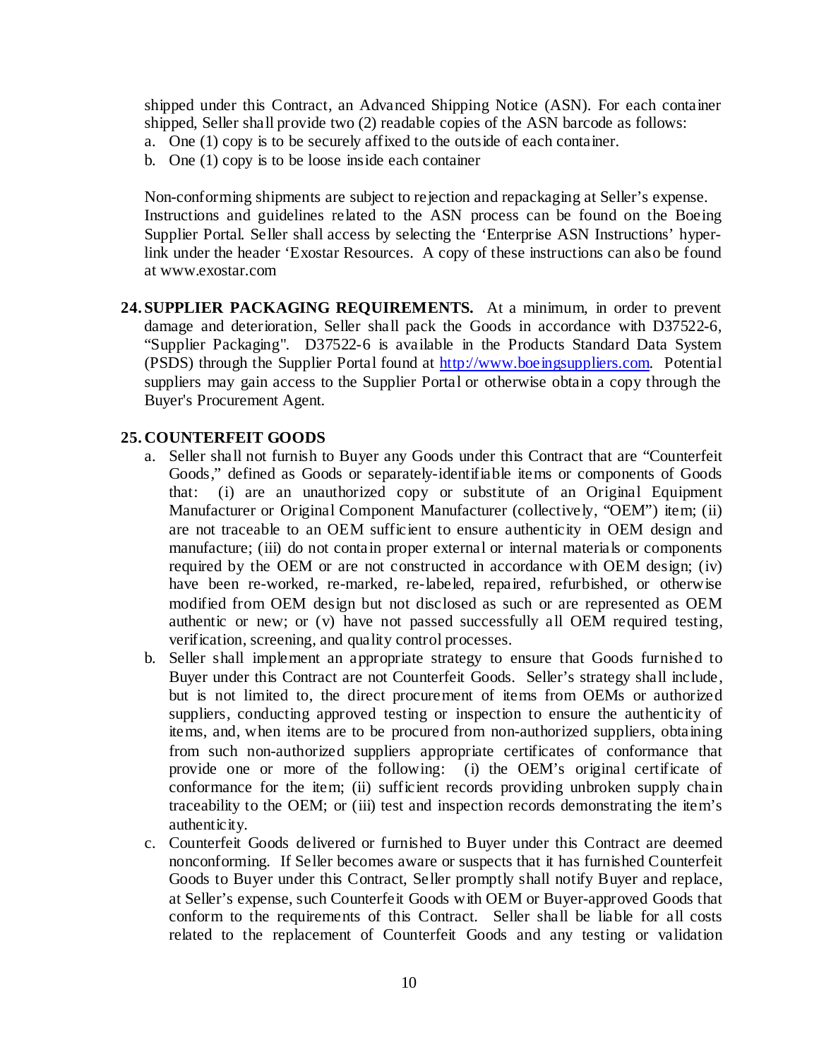shipped under this Contract, an Advanced Shipping Notice (ASN). For each container shipped, Seller shall provide two (2) readable copies of the ASN barcode as follows:

a. One (1) copy is to be securely affixed to the outside of each container.
b. One (1) copy is to be loose inside each container

Non-conforming shipments are subject to rejection and repackaging at Seller's expense. Instructions and guidelines related to the ASN process can be found on the Boeing Supplier Portal. Seller shall access by selecting the 'Enterprise ASN Instructions' hyper-link under the header 'Exostar Resources. A copy of these instructions can also be found at www.exostar.com

**24. SUPPLIER PACKAGING REQUIREMENTS.** At a minimum, in order to prevent damage and deterioration, Seller shall pack the Goods in accordance with D37522-6, "Supplier Packaging". D37522-6 is available in the Products Standard Data System (PSDS) through the Supplier Portal found at [http://www.boeingsuppliers.com](http://www.boeingsuppliers.com). Potential suppliers may gain access to the Supplier Portal or otherwise obtain a copy through the Buyer's Procurement Agent.

**25. COUNTERFEIT GOODS**

a. Seller shall not furnish to Buyer any Goods under this Contract that are "Counterfeit Goods," defined as Goods or separately-identifiable items or components of Goods that: (i) are an unauthorized copy or substitute of an Original Equipment Manufacturer or Original Component Manufacturer (collectively, "OEM") item; (ii) are not traceable to an OEM sufficient to ensure authenticity in OEM design and manufacture; (iii) do not contain proper external or internal materials or components required by the OEM or are not constructed in accordance with OEM design; (iv) have been re-worked, re-marked, re-labeled, repaired, refurbished, or otherwise modified from OEM design but not disclosed as such or are represented as OEM authentic or new; or (v) have not passed successfully all OEM required testing, verification, screening, and quality control processes.

b. Seller shall implement an appropriate strategy to ensure that Goods furnished to Buyer under this Contract are not Counterfeit Goods. Seller's strategy shall include, but is not limited to, the direct procurement of items from OEMs or authorized suppliers, conducting approved testing or inspection to ensure the authenticity of items, and, when items are to be procured from non-authorized suppliers, obtaining from such non-authorized suppliers appropriate certificates of conformance that provide one or more of the following: (i) the OEM's original certificate of conformance for the item; (ii) sufficient records providing unbroken supply chain traceability to the OEM; or (iii) test and inspection records demonstrating the item's authenticity.

c. Counterfeit Goods delivered or furnished to Buyer under this Contract are deemed nonconforming. If Seller becomes aware or suspects that it has furnished Counterfeit Goods to Buyer under this Contract, Seller promptly shall notify Buyer and replace, at Seller's expense, such Counterfeit Goods with OEM or Buyer-approved Goods that conform to the requirements of this Contract. Seller shall be liable for all costs related to the replacement of Counterfeit Goods and any testing or validation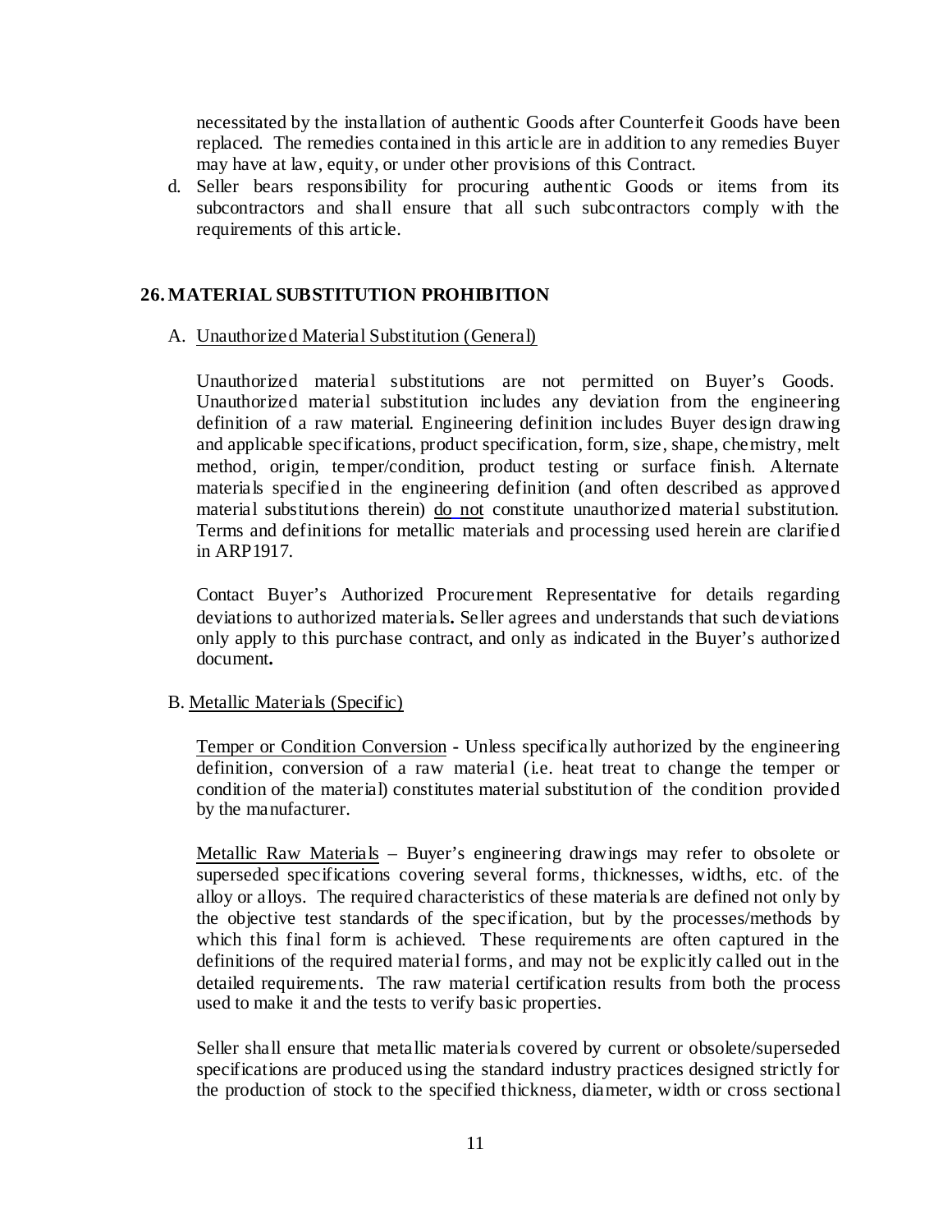necessitated by the installation of authentic Goods after Counterfeit Goods have been replaced. The remedies contained in this article are in addition to any remedies Buyer may have at law, equity, or under other provisions of this Contract.

d. Seller bears responsibility for procuring authentic Goods or items from its subcontractors and shall ensure that all such subcontractors comply with the requirements of this article.

## 26. MATERIAL SUBSTITUTION PROHIBITION

A. Unauthorized Material Substitution (General)

Unauthorized material substitutions are not permitted on Buyer's Goods. Unauthorized material substitution includes any deviation from the engineering definition of a raw material. Engineering definition includes Buyer design drawing and applicable specifications, product specification, form, size, shape, chemistry, melt method, origin, temper/condition, product testing or surface finish. Alternate materials specified in the engineering definition (and often described as approved material substitutions therein) do not constitute unauthorized material substitution. Terms and definitions for metallic materials and processing used herein are clarified in ARP1917.

Contact Buyer's Authorized Procurement Representative for details regarding deviations to authorized materials**.** Seller agrees and understands that such deviations only apply to this purchase contract, and only as indicated in the Buyer's authorized document**.**

B. Metallic Materials (Specific)

Temper or Condition Conversion **-** Unless specifically authorized by the engineering definition, conversion of a raw material (i.e. heat treat to change the temper or condition of the material) constitutes material substitution of the condition provided by the manufacturer.

Metallic Raw Materials – Buyer's engineering drawings may refer to obsolete or superseded specifications covering several forms, thicknesses, widths, etc. of the alloy or alloys. The required characteristics of these materials are defined not only by the objective test standards of the specification, but by the processes/methods by which this final form is achieved. These requirements are often captured in the definitions of the required material forms, and may not be explicitly called out in the detailed requirements. The raw material certification results from both the process used to make it and the tests to verify basic properties.

Seller shall ensure that metallic materials covered by current or obsolete/superseded specifications are produced using the standard industry practices designed strictly for the production of stock to the specified thickness, diameter, width or cross sectional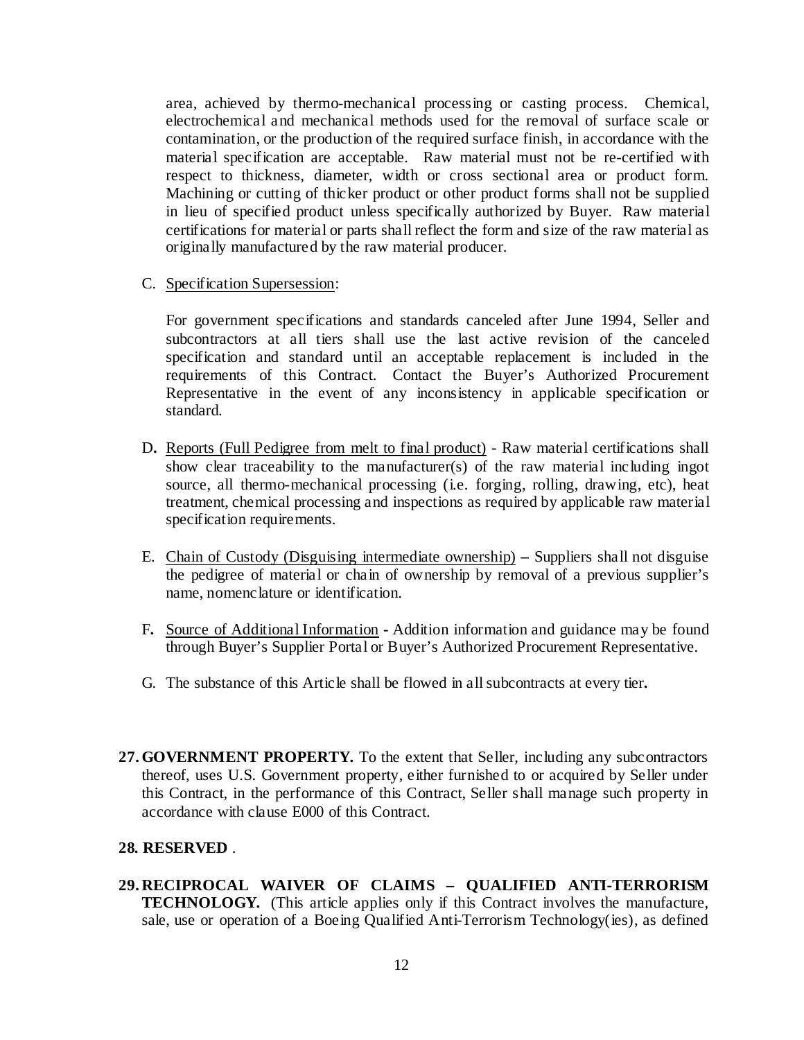area, achieved by thermo-mechanical processing or casting process. Chemical, electrochemical and mechanical methods used for the removal of surface scale or contamination, or the production of the required surface finish, in accordance with the material specification are acceptable. Raw material must not be re-certified with respect to thickness, diameter, width or cross sectional area or product form. Machining or cutting of thicker product or other product forms shall not be supplied in lieu of specified product unless specifically authorized by Buyer. Raw material certifications for material or parts shall reflect the form and size of the raw material as originally manufactured by the raw material producer.

C. Specification Supersession:

For government specifications and standards canceled after June 1994, Seller and subcontractors at all tiers shall use the last active revision of the canceled specification and standard until an acceptable replacement is included in the requirements of this Contract. Contact the Buyer's Authorized Procurement Representative in the event of any inconsistency in applicable specification or standard.

D. Reports (Full Pedigree from melt to final product) - Raw material certifications shall show clear traceability to the manufacturer(s) of the raw material including ingot source, all thermo-mechanical processing (i.e. forging, rolling, drawing, etc), heat treatment, chemical processing and inspections as required by applicable raw material specification requirements.

E. Chain of Custody (Disguising intermediate ownership) – Suppliers shall not disguise the pedigree of material or chain of ownership by removal of a previous supplier's name, nomenclature or identification.

F. Source of Additional Information - Addition information and guidance may be found through Buyer's Supplier Portal or Buyer's Authorized Procurement Representative.

G. The substance of this Article shall be flowed in all subcontracts at every tier.

**27. GOVERNMENT PROPERTY.** To the extent that Seller, including any subcontractors thereof, uses U.S. Government property, either furnished to or acquired by Seller under this Contract, in the performance of this Contract, Seller shall manage such property in accordance with clause E000 of this Contract.

**28. RESERVED** .

**29. RECIPROCAL WAIVER OF CLAIMS – QUALIFIED ANTI-TERRORISM TECHNOLOGY.** (This article applies only if this Contract involves the manufacture, sale, use or operation of a Boeing Qualified Anti-Terrorism Technology(ies), as defined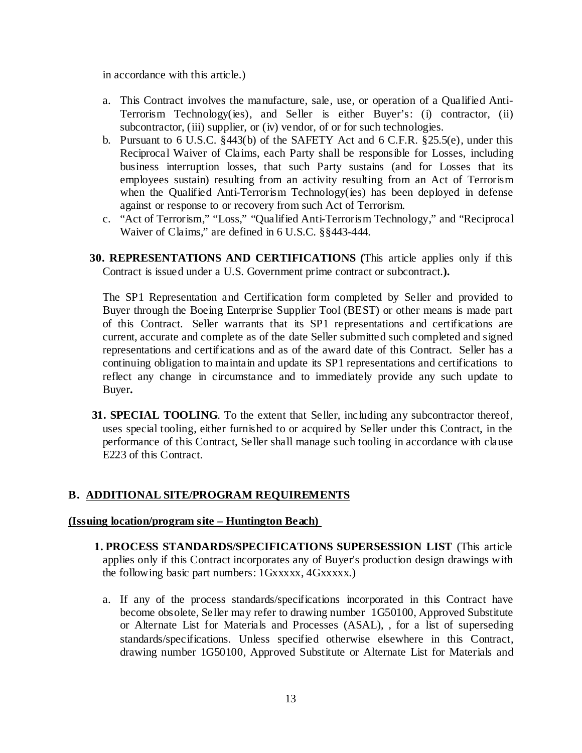in accordance with this article.)

a. This Contract involves the manufacture, sale, use, or operation of a Qualified Anti-Terrorism Technology(ies), and Seller is either Buyer's: (i) contractor, (ii) subcontractor, (iii) supplier, or (iv) vendor, of or for such technologies.
b. Pursuant to 6 U.S.C. §443(b) of the SAFETY Act and 6 C.F.R. §25.5(e), under this Reciprocal Waiver of Claims, each Party shall be responsible for Losses, including business interruption losses, that such Party sustains (and for Losses that its employees sustain) resulting from an activity resulting from an Act of Terrorism when the Qualified Anti-Terrorism Technology(ies) has been deployed in defense against or response to or recovery from such Act of Terrorism.
c. "Act of Terrorism," "Loss," "Qualified Anti-Terrorism Technology," and "Reciprocal Waiver of Claims," are defined in 6 U.S.C. §§443-444.

**30. REPRESENTATIONS AND CERTIFICATIONS (**This article applies only if this Contract is issued under a U.S. Government prime contract or subcontract.**).**

The SP1 Representation and Certification form completed by Seller and provided to Buyer through the Boeing Enterprise Supplier Tool (BEST) or other means is made part of this Contract. Seller warrants that its SP1 representations and certifications are current, accurate and complete as of the date Seller submitted such completed and signed representations and certifications and as of the award date of this Contract. Seller has a continuing obligation to maintain and update its SP1 representations and certifications to reflect any change in circumstance and to immediately provide any such update to Buyer**.**

**31. SPECIAL TOOLING**. To the extent that Seller, including any subcontractor thereof, uses special tooling, either furnished to or acquired by Seller under this Contract, in the performance of this Contract, Seller shall manage such tooling in accordance with clause E223 of this Contract.

## B. ADDITIONAL SITE/PROGRAM REQUIREMENTS

**(Issuing location/program site – Huntington Beach)**

**1. PROCESS STANDARDS/SPECIFICATIONS SUPERSESSION LIST** (This article applies only if this Contract incorporates any of Buyer's production design drawings with the following basic part numbers: 1Gxxxxx, 4Gxxxxx.)

a. If any of the process standards/specifications incorporated in this Contract have become obsolete, Seller may refer to drawing number 1G50100, Approved Substitute or Alternate List for Materials and Processes (ASAL), , for a list of superseding standards/specifications. Unless specified otherwise elsewhere in this Contract, drawing number 1G50100, Approved Substitute or Alternate List for Materials and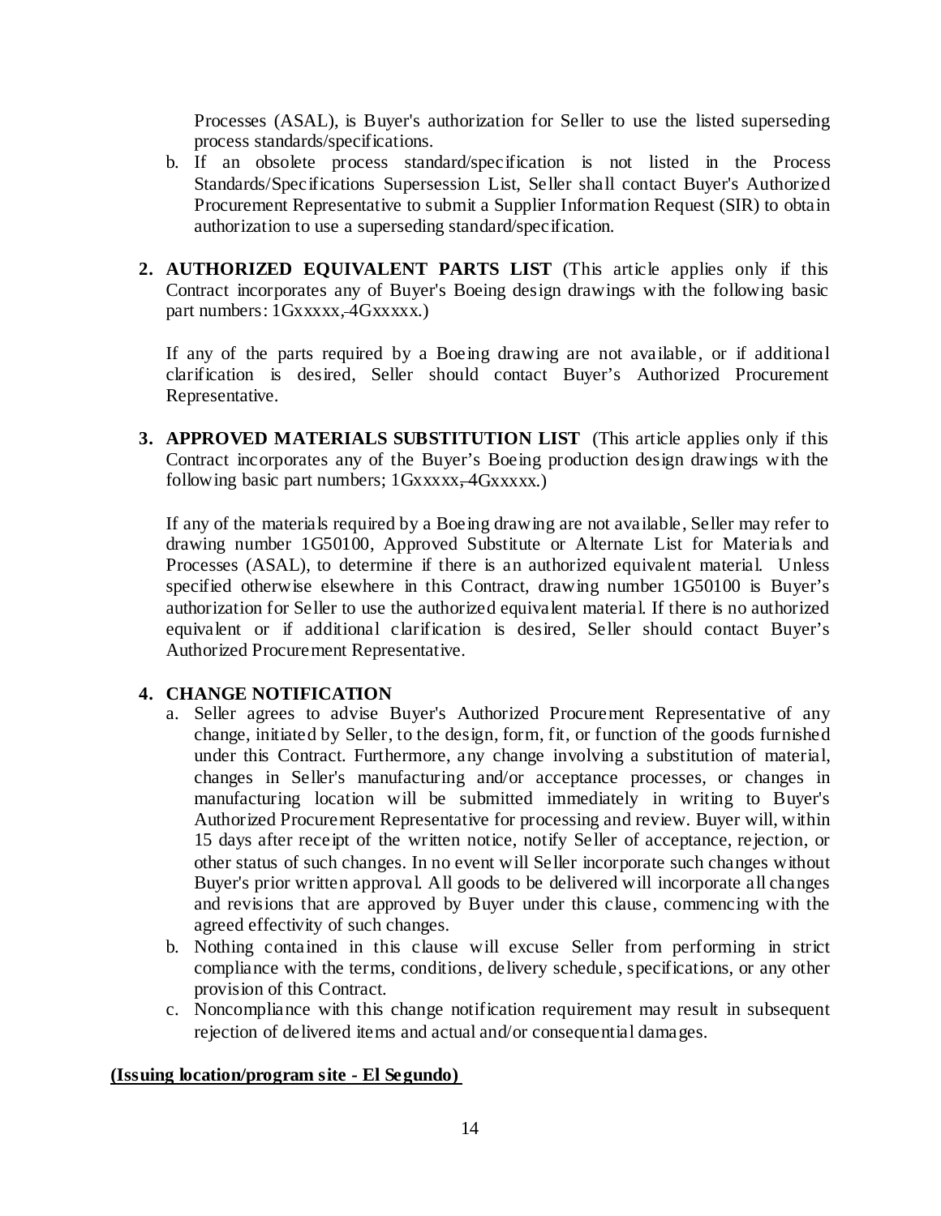Processes (ASAL), is Buyer's authorization for Seller to use the listed superseding process standards/specifications.

b. If an obsolete process standard/specification is not listed in the Process Standards/Specifications Supersession List, Seller shall contact Buyer's Authorized Procurement Representative to submit a Supplier Information Request (SIR) to obtain authorization to use a superseding standard/specification.

**2. AUTHORIZED EQUIVALENT PARTS LIST** (This article applies only if this Contract incorporates any of Buyer's Boeing design drawings with the following basic part numbers: 1Gxxxxx, 4Gxxxxx.)

If any of the parts required by a Boeing drawing are not available, or if additional clarification is desired, Seller should contact Buyer's Authorized Procurement Representative.

**3. APPROVED MATERIALS SUBSTITUTION LIST** (This article applies only if this Contract incorporates any of the Buyer's Boeing production design drawings with the following basic part numbers; 1Gxxxxx, 4Gxxxxx.)

If any of the materials required by a Boeing drawing are not available, Seller may refer to drawing number 1G50100, Approved Substitute or Alternate List for Materials and Processes (ASAL), to determine if there is an authorized equivalent material. Unless specified otherwise elsewhere in this Contract, drawing number 1G50100 is Buyer's authorization for Seller to use the authorized equivalent material. If there is no authorized equivalent or if additional clarification is desired, Seller should contact Buyer's Authorized Procurement Representative.

**4. CHANGE NOTIFICATION**

a. Seller agrees to advise Buyer's Authorized Procurement Representative of any change, initiated by Seller, to the design, form, fit, or function of the goods furnished under this Contract. Furthermore, any change involving a substitution of material, changes in Seller's manufacturing and/or acceptance processes, or changes in manufacturing location will be submitted immediately in writing to Buyer's Authorized Procurement Representative for processing and review. Buyer will, within 15 days after receipt of the written notice, notify Seller of acceptance, rejection, or other status of such changes. In no event will Seller incorporate such changes without Buyer's prior written approval. All goods to be delivered will incorporate all changes and revisions that are approved by Buyer under this clause, commencing with the agreed effectivity of such changes.

b. Nothing contained in this clause will excuse Seller from performing in strict compliance with the terms, conditions, delivery schedule, specifications, or any other provision of this Contract.

c. Noncompliance with this change notification requirement may result in subsequent rejection of delivered items and actual and/or consequential damages.

**(Issuing location/program site - El Segundo)**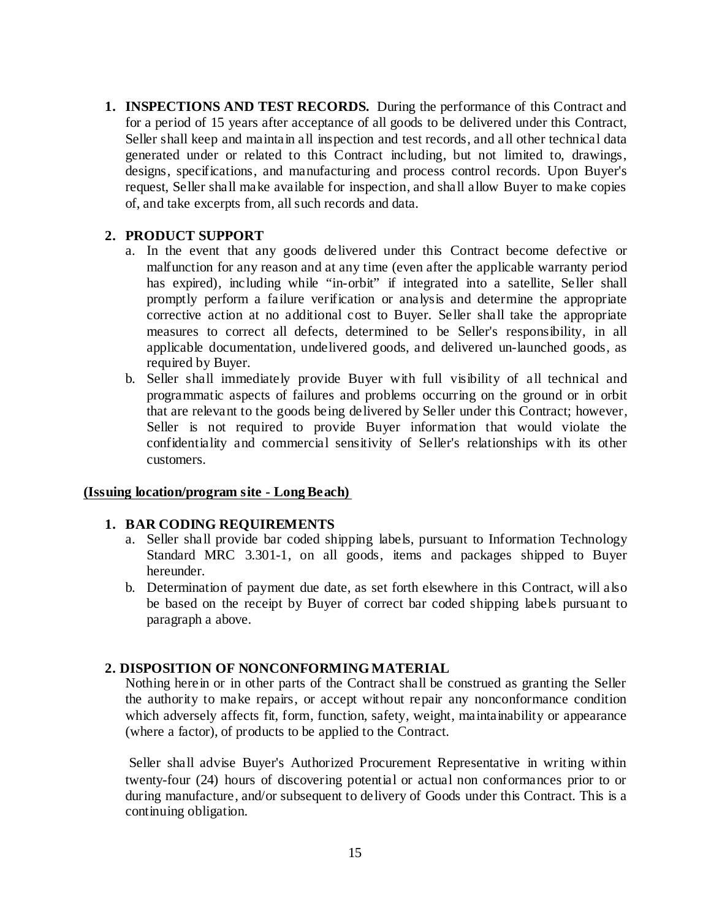1. **INSPECTIONS AND TEST RECORDS.** During the performance of this Contract and for a period of 15 years after acceptance of all goods to be delivered under this Contract, Seller shall keep and maintain all inspection and test records, and all other technical data generated under or related to this Contract including, but not limited to, drawings, designs, specifications, and manufacturing and process control records. Upon Buyer's request, Seller shall make available for inspection, and shall allow Buyer to make copies of, and take excerpts from, all such records and data.

2. **PRODUCT SUPPORT**
   a. In the event that any goods delivered under this Contract become defective or malfunction for any reason and at any time (even after the applicable warranty period has expired), including while "in-orbit" if integrated into a satellite, Seller shall promptly perform a failure verification or analysis and determine the appropriate corrective action at no additional cost to Buyer. Seller shall take the appropriate measures to correct all defects, determined to be Seller's responsibility, in all applicable documentation, undelivered goods, and delivered un-launched goods, as required by Buyer.
   b. Seller shall immediately provide Buyer with full visibility of all technical and programmatic aspects of failures and problems occurring on the ground or in orbit that are relevant to the goods being delivered by Seller under this Contract; however, Seller is not required to provide Buyer information that would violate the confidentiality and commercial sensitivity of Seller's relationships with its other customers.

**(Issuing location/program site - Long Beach)**

1. **BAR CODING REQUIREMENTS**
   a. Seller shall provide bar coded shipping labels, pursuant to Information Technology Standard MRC 3.301-1, on all goods, items and packages shipped to Buyer hereunder.
   b. Determination of payment due date, as set forth elsewhere in this Contract, will also be based on the receipt by Buyer of correct bar coded shipping labels pursuant to paragraph a above.

**2. DISPOSITION OF NONCONFORMING MATERIAL**

Nothing herein or in other parts of the Contract shall be construed as granting the Seller the authority to make repairs, or accept without repair any nonconformance condition which adversely affects fit, form, function, safety, weight, maintainability or appearance (where a factor), of products to be applied to the Contract.

Seller shall advise Buyer's Authorized Procurement Representative in writing within twenty-four (24) hours of discovering potential or actual non conformances prior to or during manufacture, and/or subsequent to delivery of Goods under this Contract. This is a continuing obligation.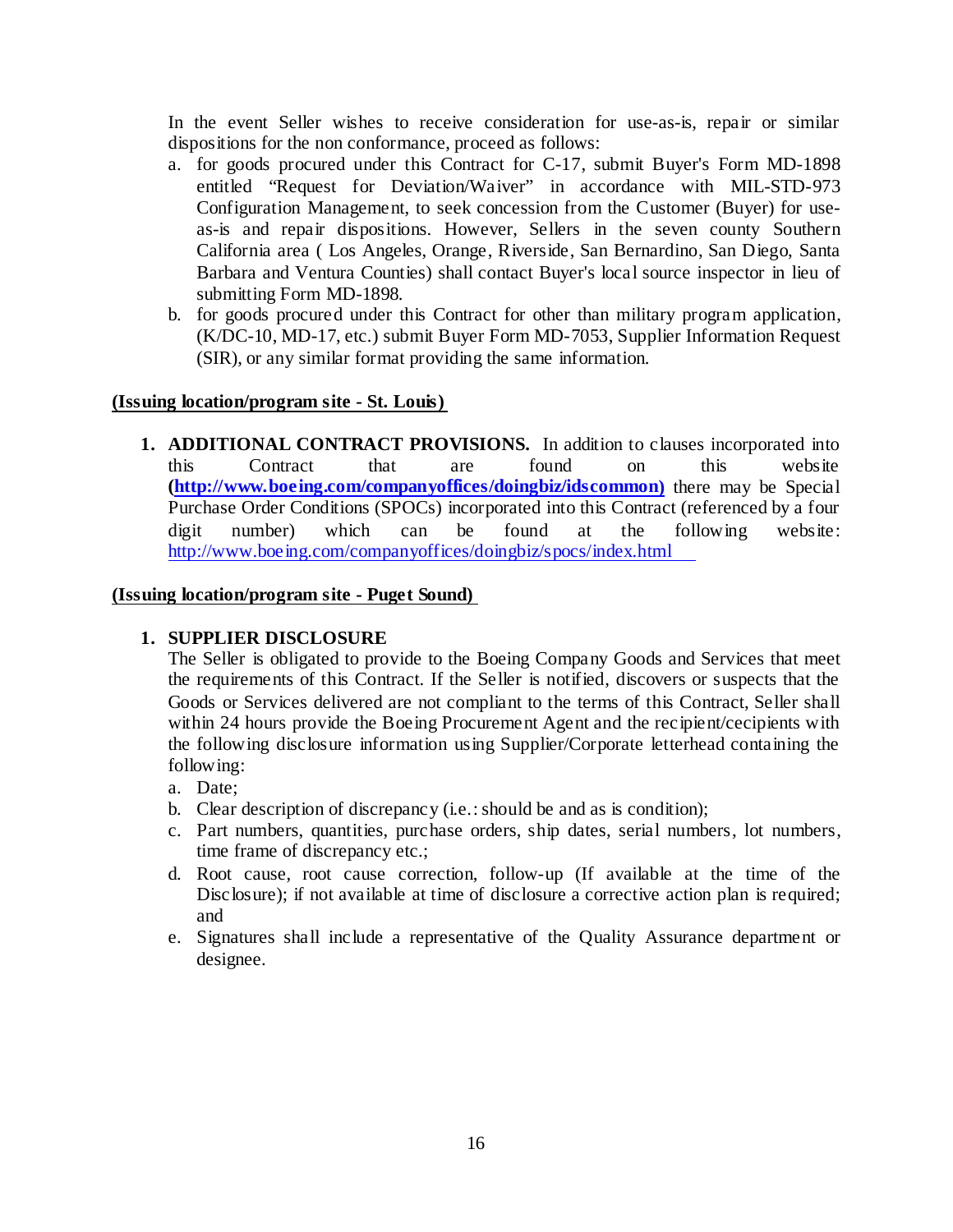In the event Seller wishes to receive consideration for use-as-is, repair or similar dispositions for the non conformance, proceed as follows:

a. for goods procured under this Contract for C-17, submit Buyer's Form MD-1898 entitled "Request for Deviation/Waiver" in accordance with MIL-STD-973 Configuration Management, to seek concession from the Customer (Buyer) for use-as-is and repair dispositions. However, Sellers in the seven county Southern California area ( Los Angeles, Orange, Riverside, San Bernardino, San Diego, Santa Barbara and Ventura Counties) shall contact Buyer's local source inspector in lieu of submitting Form MD-1898.
b. for goods procured under this Contract for other than military program application, (K/DC-10, MD-17, etc.) submit Buyer Form MD-7053, Supplier Information Request (SIR), or any similar format providing the same information.

**(Issuing location/program site - St. Louis)**

1. **ADDITIONAL CONTRACT PROVISIONS.** In addition to clauses incorporated into this Contract that are found on this website **(http://www.boeing.com/companyoffices/doingbiz/idscommon)** there may be Special Purchase Order Conditions (SPOCs) incorporated into this Contract (referenced by a four digit number) which can be found at the following website: http://www.boeing.com/companyoffices/doingbiz/spocs/index.html

**(Issuing location/program site - Puget Sound)**

1. **SUPPLIER DISCLOSURE**

   The Seller is obligated to provide to the Boeing Company Goods and Services that meet the requirements of this Contract. If the Seller is notified, discovers or suspects that the Goods or Services delivered are not compliant to the terms of this Contract, Seller shall within 24 hours provide the Boeing Procurement Agent and the recipient/cecipients with the following disclosure information using Supplier/Corporate letterhead containing the following:

   a. Date;
   b. Clear description of discrepancy (i.e.: should be and as is condition);
   c. Part numbers, quantities, purchase orders, ship dates, serial numbers, lot numbers, time frame of discrepancy etc.;
   d. Root cause, root cause correction, follow-up (If available at the time of the Disclosure); if not available at time of disclosure a corrective action plan is required; and
   e. Signatures shall include a representative of the Quality Assurance department or designee.